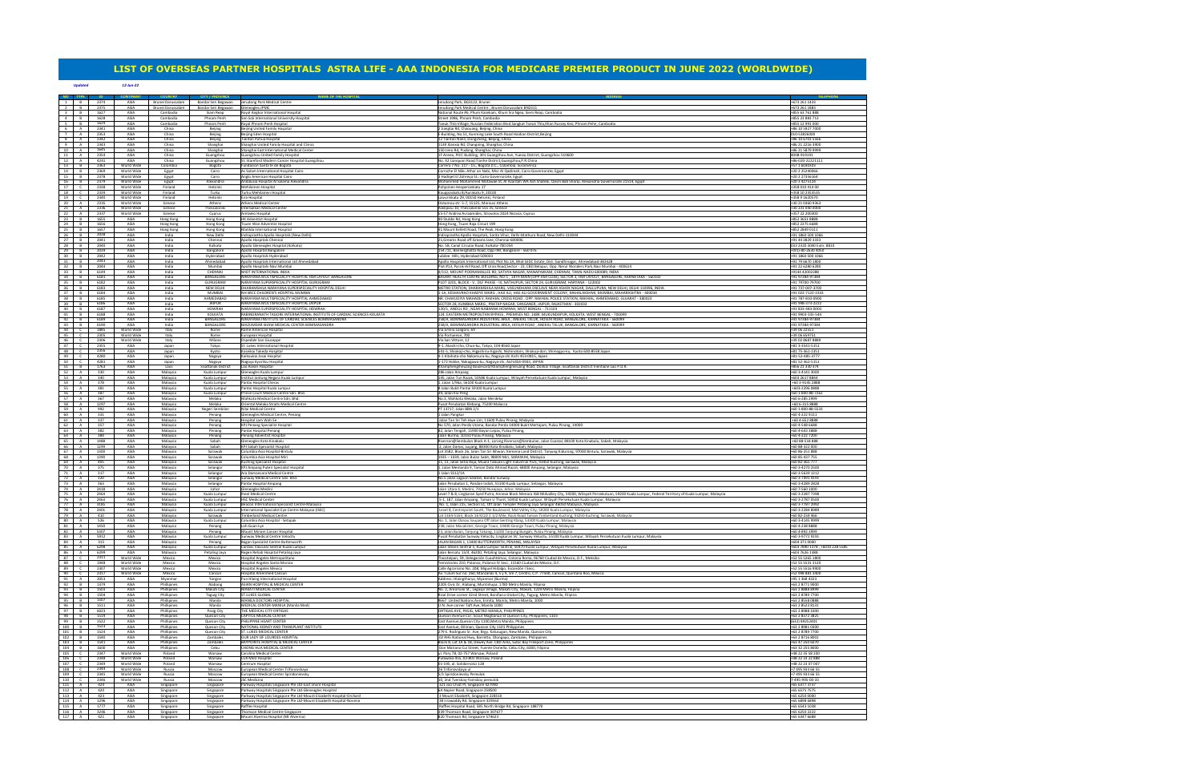# LIST OF OVERSEAS PARTNER HOSPITALS ASTRA LIFE - AAA INDONESIA FOR MEDICARE PREMIER PRODUCT IN JUNE 2022 (WORLDWIDE)

*Updated* 13-Jun-22

| NO | TYPE | ID | CONTINENT | COUNTRY | CITY / PROVINCE | NAME OF THE HOSPITAL | ADDRESS | TELEPHONE |
|---|---|---|---|---|---|---|---|---|
| 1 | B | 2374 | ASIA | Brunei Darussalam | Bandar Seri Begawan | Jerudong Park Medical Centre | Jerudong Park, BG3122, Brunei | +673 261 1433 |
| 2 | B | 2375 | ASIA | Brunei Darussalam | Bandar Seri Begawan | Gleneagles JPMC | Jerudong Park Medical Centre, Brunei Darussalam BG2311 | +673 261 1883 |
| 3 | B | 1627 | ASIA | Cambodia | Siem Reap | Royal Angkor International Hospital | National Route 06, Phum Kasekam, Khum Sra Ngae, Siem Reap, Cambodia | +855 63 761 888 |
| 4 | B | 1628 | ASIA | Cambodia | Phnom Penh | Sen Sok International University Hospital | Street 1986, Phnom Penh, Cambodia | +855 23 883 712 |
| 5 | B | 1629 | ASIA | Cambodia | Phnom Penh | Royal Phnom Penh Hospital | Toeuk Thla Village, Russian Federation Blvd Sangkat Toeuk Thla, Khan Russey Keo, Phnom Penh, Cambodia | +855 23 991 000 |
| 6 | A | 2361 | ASIA | China | Beijing | Beijing United Family Hospital | 2 Jiangtai Rd, Chaoyang, Beijing, China | +86 10 5927 7000 |
| 7 | A | 2362 | ASIA | China | Beijing | Beijing Oasis Hospital | 9 Building, No 51, Kunming Lake South Road Haidian District, Beijing | 400 0169 601 |
| 8 | A | 2363 | ASIA | China | Beijing | Tiantan Puhua Hospital | 12 Tiantan Nanli, Dongcheng, Beijing, China | +86 10 5256 5966 |
| 9 | A | 2363 | ASIA | China | Shanghai | Shanghai United Family Hospital and Clinics | 1139 Xianxia Rd, Changning, Shanghai, China | +86 21 2216 3900 |
| 10 | A | 1665 | ASIA | China | Shanghai | Shanghai East International Medical Center | 150 Jimo Rd, Pudong, Shanghai, China | +86 21 5879 9999 |
| 11 | A | 2364 | ASIA | China | Guangzhou | Guangzhou United Family Hospital | 31 Annex, PICC Building, 301 Guangzhou Ave, Yuexiu District, Guangzhou 510600 | 4008-919191 |
| 12 | A | 4241 | ASIA | China | Guangzhou | St. Stamford Modern Cancer Hospital Guangzhou | No. 42 Lianquan Road, Tianhe District, Guangzhou, P.R.China | +86-020-22221111 |
| 13 | A | 2364 | World Wide | Colombia | Bogota | Fundacion Santa Fe de Bogota | Carrera 7 No. 117 - 15, Bogota D.C., Colombia, Sudamerica | +57 1 6030303 |
| 14 | B | 2368 | World Wide | Egypt | Cairo | As Salam International Hospital Cairo | Corniche El Nile, Athar an Nabi, Misr Al Qadimah, Cairo Governorate, Egypt | +20 2 25240066 |
| 15 | B | 2378 | World Wide | Egypt | Cairo | Anglo American Hospital Cairo | 3 Hadiqat El Zohreya St., Cairo Governorate, Egypt | +20 2 27356164 |
| 16 | B | 2379 | World Wide | Egypt | Alexandria | Andalusia Hospital Al Salama Alexandria | Mohammed Mohammed Motawae St, Al Azaritah WA Ash Shatebi, Qesm Bab Sharqi, Alexandria Governorate 21524, Egypt | +20 3 4271120 |
| 17 | C | 2318 | World Wide | Finland | Helsinki | Mehiläinen Hospital | Pohjoinen Hesperiankatu 17 | +358 010 414 00 |
| 18 | C | 2339 | World Wide | Finland | Turku | Turku Mehiläinen Hospital | Kauppiaskatu 8, Hurskata 9, 20100 | +358 10 235 0515 |
| 19 | C | 2340 | World Wide | Finland | Helsinki | Eira Hospital | Laivurinkatu 29, 00150 Helsinki, Finland | +358 9 16 20670 |
| 20 | A | 2335 | World Wide | Greece | Athens | Athens Medical Center | Distomou str. 5-7, 15125, Marousi Athens | +30 21 0360 9363 |
| 21 | A | 2336 | World Wide | Greece | Thessaloniki | Interbalkan Medical Center | Asklipiou 10, Thessaloniki 555 35, Greece | +30 231 040 0000 |
| 22 | A | 2337 | World Wide | Greece | Cyprus | Aretaeio Hospital | 55-57 Andrea Avraamides, Strovolos 2024 Nicosia, Cyprus | +357 22 200800 |
| 23 | B | 1655 | ASIA | Hong Kong | Hong Kong | HK Adventist Hospital | 40 Stubbs Rd, Hong Kong | +852 3651 8888 |
| 24 | B | 1656 | ASIA | Hong Kong | Hong Kong | Tsuen Wan Adventist Hospital | Hong Kong, Tsuen Wan Canal 199 | +852 2275 6688 |
| 25 | B | 1657 | ASIA | Hong Kong | Hong Kong | Matilda International Hospital | 41 Mount Kellett Road, The Peak, Hong Kong | +852 2849 0111 |
| 26 | B | 2338 | ASIA | India | New Delhi | Indraprastha Apollo Hospitals (New Delhi) | Indraprastha Apollo Hospitals, Sarita Vihar, Delhi-Mathura Road, New Delhi-110044 | +91 1860 500 1066 |
| 27 | B | 2041 | ASIA | India | Chennai | Apollo Hospitals Chennai | 21 Greams Road off Greams Lane, Chennai-600006 | +91 44 2829 3333 |
| 28 | B | 2181 | ASIA | India | Kolkata | Apollo Gleneagles Hospital (Kolkata) | No. 58, Canal Circular Road, Kolkata-700 054 | 033 2320 3040 Extn. 8818 |
| 29 | B | 2019 | ASIA | India | Bangalore | Apollo Hospital Bangalore | 154 /11, Bannerghatta Road, Opp IIM, Bangalore - 560 076 | +91(80) 2630 4050 |
| 30 | B | 2042 | ASIA | India | Hyderabad | Apollo Hospitals Hyderabad | Jubilee Hills, Hyderabad-500033 | +91 1860 500 1066 |
| 31 | B | 2043 | ASIA | India | Ahmedabad | Apollo Hospitals International Ltd Ahmedabad | Apollo Hospitals International Ltd, Plot No.1A, Bhat GIDC Estate, Dist. Gandhinagar, Ahmedabad-382428 | +91 79 6670 1800 |
| 32 | B | 2044 | ASIA | India | Mumbai | Apollo Hospitals-Navi Mumbai | Plot #13, Parsik Hill Road, Off Uran Road, Sector - 23, CBD Belapur, Opp. Nerul Wonders Park, Navi Mumbai - 400614 | +91 22 6280 6280 |
| 33 | B | 6149 | ASIA | India | CHENNAI | MGM INTERNATIONAL INDIA | 4/112, MOUNT POONAMALLEE RD, SATHYA NAGAR, RAMAPURAM, CHENNAI, TAMIL NADU 600089, INDIA | +9144 42002288 |
| 34 | B | 6083 | ASIA | India | BANGALORE | NARAYANA MULTISPECIALITY HOSPITAL HSR LAYOUT BANGALORE | HSR HEALTH CENTRE BUILDING, NO.1, 16TH MAIN (OPP HSR CLUB), SECTOR 3, HSR LAYOUT, BANGALORE, KARNATAKA - 560102 | +91 97380 97380 |
| 35 | B | 6182 | ASIA | India | GURUGRAM | NARAYANA SUPERSPECIALITY HOSPITAL GURUGRAM | PLOT 3202, BLOCK - V, DLF PHASE - III, NATHUPUR, SECTOR 24, GURUGRAM, HARYANA - 122002 | +91 78730 79700 |
| 36 | B | 6183 | ASIA | India | NEW DELHI | DHARAMSHILA NARAYANA SUPERSPECIALITY HOSPITAL DELHI | METRO STATION, DHARAMSHILA MARG, VASUNDHARA ENCLAVE NEAR ASHOK NAGAR, DALLUPURA, NEW DELHI, DELHI 110096, INDIA | +91 737-037-0700 |
| 37 | B | 6184 | ASIA | India | MUMBAI | SRCC CHILDREN'S HOSPITAL MUMBAI | 1-1A, KESHAVRAO KHADYE MARG, HAJI ALI, HAJI ALI GOVERNMENT COLONY, MAHALAKSHMI, MUMBAI, MAHARASHTRA - 400034 | +91 22 7122-2222 |
| 38 | B | 6185 | ASIA | India | AHMEDABAD | NARAYANA MULTISPECIALITY HOSPITAL AHMEDABAD | NR. CHAKUDIYA MAHADEV, RAKHIAL CROSS ROAD, OPP. RAKHIAL POLICE STATION, RAKHIAL, AHMEDABAD, GUJARAT - 380023 | +91 797-660-0500 |
| 39 | B | 6186 | ASIA | India | JAIPUR | NARAYANA MULTISPECIALITY HOSPITAL JAIPUR | SECTOR 28, KUMBHA MARG, PRATAP NAGAR, SANGANER, JAIPUR, RAJASTHAN - 302033 | +91 998-773-2222 |
| 40 | B | 6187 | ASIA | India | HOWRAH | NARAYANA SUPERSPECIALITY HOSPITAL HOWRAH | 120/1, ANDUL RD, NEAR NABANNA HOWRAH, WEST BENGAL - 711103 | +91 033-668-8000 |
| 41 | B | 6188 | ASIA | India | KOLKATA | RABINDRANATH TAGORE INTERNATIONAL INSTITUTE OF CARDIAC SCIENCES KOLKATA | 124, EASTERN METROPOLITAN BYPASS, PREMISES NO. 1489, MUKUNDAPUR, KOLKATA, WEST BENGAL - 700099 | +91 033-7122-2222 |
| 42 | B | 6189 | ASIA | India | BANGALORE | NARAYANA INSTITUTE OF CARDIAC SCIENCES BOMMASANDRA | #258/A, BOMMASANDRA INDUSTRIAL AREA, ANEKAL TALUK, HOSUR ROAD, BANGALORE, KARNATAKA - 560099 | +91 97380 97380 |
| 43 | B | 6190 | ASIA | India | BANGALORE | MAZUMDAR SHAW MEDICAL CENTER BOMMASANDRA | 258/A, BOMMASANDRA INDUSTRIAL AREA, HOSUR ROAD, ANEKAL TALUK, BANGALORE, KARNATAKA - 560099 | +91 97380 97380 |
| 44 | C | 1865 | World Wide | Italy | Rome | Rome American Hospital | Via Emilio Longoni, 69 | +39 06 22551 |
| 45 | C | 2305 | World Wide | Italy | Rome | European Hospital | Via Portuense, 700 | +39 06 659751 |
| 46 | C | 2306 | World Wide | Italy | Milano | Ospedale San Giuseppe | Via San Vittore, 12 | +39 02 8699 9999 |
| 47 | C | 2355 | ASIA | Japan | Tokyo | St. Lukes International Hospital | 9-1 Akashi-cho, Chuo-ku, Tokyo, 104-8560 Japan | +81-3-3541-5151 |
| 48 | C | 2356 | ASIA | Japan | Kyoto | Takeda Hospital | 841-5, Shimojo-cho, Higashino-Agata, Nishinotoin, Shiokoji-dori, Shimogyo-ku, Kyoto 600-8558 Japan | +81 75-361-1351 |
| 49 | C | 4260 | ASIA | Japan | Nagoya | Nagoya Josai Hospital | 4-1 Kitakata-cho Nakamura-ku, Nagoya-shi Aichi 453-0815, Japan | +81-52-485-4777 |
| 50 | C | 4261 | ASIA | Japan | Nagoya | Nagoya Kyoritsu Hospital | 1-172 Hokke, Nakagawa-ku, Nagoya-shi, Aichi 454-0933, JAPAN | +81 52-362-5151 |
| 51 | A | 1763 | ASIA | Laos | Vientiane District | Lao Korean Hospital | Phonsinuan, Sisattanak District Vientiane Lao P.D.R. | +856 21 330 578 |
| 52 | A | 330 | ASIA | Malaysia | Kuala Lumpur | Gleneagles Kuala Lumpur | 286 Jalan Ampang | +60 3 4141 3000 |
| 53 | A | 339 | ASIA | Malaysia | Kuala Lumpur | Institut Jantung Negara Kuala Lumpur | 145, Jalan Tun Razak, 50400 Kuala Lumpur, Wilayah Persekutuan Kuala Lumpur, Malaysia | +603 2617 8200 |
| 54 | A | 378 | ASIA | Malaysia | Kuala Lumpur | Pantai Hospital Cheras | 1, Jalan 1/96A, 56100 Kuala Lumpur | +60 3 9145 2888 |
| 55 | A | 381 | ASIA | Malaysia | Kuala Lumpur | Pantai Hospital Kuala Lumpur | 8 Jalan Bukit Pantai 59100 Kuala Lumpur | +603-2296 0888 |
| 56 | A | 387 | ASIA | Malaysia | Kuala Lumpur | Prince Court Medical Centre Sdn. Bhd. | 39, Jalan Kia Peng | +60 3 2160 0000 |
| 57 | A | 387 | ASIA | Malaysia | Melaka | Mahkota Medical Centre Sdn. Bhd. | No.3, Mahkota Melaka, Jalan Merdeka | +60 6 285 2999 |
| 58 | A | 1297 | ASIA | Malaysia | Melaka | Oriental Melaka Straits Medical Centre | Pusat Perniagaan Klebang, 75200 Melaka | +60 6 315 8888 |
| 59 | A | 992 | ASIA | Malaysia | Negeri Sembilan | Nilai Medical Centre | PT 13717, Jalan BBN 2/1 | +60 3 8600 8000 |
| 60 | A | 337 | ASIA | Malaysia | Penang | Gleneagles Medical Centre, Penang | 1 Jalan Pangkor | +60 4 222 9111 |
| 61 | A | 337 | ASIA | Malaysia | Penang | Hospital Lam Wah Ee | Jalan Tan Sri Teh Ewe Lim, 11600 Pulau Pinang, Malaysia | +60 4 652 8888 |
| 62 | A | 357 | ASIA | Malaysia | Penang | KPJ Penang Specialist Hospital | No 570, Jalan Perda Utama, Bandar Perda 14000 Bukit Mertajam, Pulau Pinang, 14000 | +60 4-548 6688 |
| 63 | A | 382 | ASIA | Malaysia | Penang | Pantai Hospital Penang | 82, Jalan Tengah, 11900 Bayan Lepas, Pulau Pinang | +60 4-643 3888 |
| 64 | A | 385 | ASIA | Malaysia | Penang | Penang Adventist Hospital | 465 Burma, 10350 Pulau Pinang, Malaysia | +60 4-222 7200 |
| 65 | A | 1088 | ASIA | Malaysia | Sabah | Gleneagles Kota Kinabalu | Riverson@Sembulan Block A-1, Lorong Riverson@Sembulan, Jalan Coastal, 88100 Kota Kinabalu, Sabah, Malaysia | +60 88-518 888 |
| 66 | A | 1099 | ASIA | Malaysia | Sabah | KPJ Sabah Specialist Hospital | Lot 2, Jalan Damai, Luyang, 88300 Kota Kinabalu, Sabah, Malaysia | +60 88-322 000 |
| 67 | A | 1100 | ASIA | Malaysia | Sarawak | Columbia Asia Hospital-Bintulu | Lot 3582, Block 26, Jalan Tan Sri Ikhwan, Kemena Land District, Tanjung Kidurong, 97000 Bintulu, Sarawak, Malaysia | +60 86-251 888 |
| 68 | A | 1090 | ASIA | Malaysia | Sarawak | Columbia Asia Hospital-Miri | Lot 1035 - 1039, Jalan Bulan Sabit, 98009 Miri, SARAWAK, Malaysia | +60 85-437 755 |
| 69 | A | 435 | ASIA | Malaysia | Sarawak | Rejang Specialist Hospital | Lot 29, 33, Jalan Setia Raja, Muara Tabuan Light Industrial Park, Sarawak, Malaysia | +60 82-365 777 |
| 70 | A | 375 | ASIA | Malaysia | Selangor | KPJ Ampang Puteri Specialist Hospital | 1, Jalan Mamanda 9, Taman Dato Ahmad Razali, 68000 Ampang, Selangor, Malaysia | +60 3 4270 2500 |
| 71 | A | 337 | ASIA | Malaysia | Selangor | Ara Damansara Medical Centre | Lot 2, Jalan Lapangan Terbang Subang Seksyen U2 | +60 3 5639 1212 |
| 72 | A | 320 | ASIA | Malaysia | Selangor | Sunway Medical Centre Sdn. Bhd. | No.5 Jalan Lagoon Selatan, Bandar Sunway | +60 3 7491 9191 |
| 73 | A | 363 | ASIA | Malaysia | Selangor | Pantai Hospital Ampang | Jalan Perubatan 1, Pandan Indah, 55100 Kuala Lumpur, Selangor, Malaysia | +60 3 4289 2828 |
| 74 | A | 2018 | ASIA | Malaysia | Johor | Gleneagles Medini | Jalan Ekoflora 4, Medini, 79250 Nusajaya, Johor, Malaysia | +60 7 560 1000 |
| 75 | A | 2464 | ASIA | Malaysia | Kuala Lumpur | Medical Centre | Level 7 & 8, Lingkaran Syed Putra, Annexe Block Menara, Mid Valley City, 59200 Kuala Lumpur, Federal Territory of Kuala Lumpur, Malaysia | +60 3 2287 7498 |
| 76 | A | 2464 | ASIA | Malaysia | Kuala Lumpur | Sunway Medical Centre Velocity | Lot 2, 1B, Jalan Peel Maluri, Taman Maluri, 55100 Kuala Lumpur, Wilayah Persekutuan Kuala Lumpur, Malaysia | +60 3 9772 9191 |
| 77 | A | 2464 | ASIA | Malaysia | Kuala Lumpur | Beacon International Specialist Centre | No. 1, Jalan 215, Section 51, Off Jalan Templer, 46050 Petaling Jaya, Selangor | +60 3 7787 2992 |
| 78 | A | 2465 | ASIA | Malaysia | Kuala Lumpur | International Specialist Eye Centre Malaysia (ISEC) | Level 6, Centrepoint South, The Boulevard, Mid Valley City, 59200 Kuala Lumpur, Malaysia | +60 3 2284 8989 |
| 79 | A | 410 | ASIA | Malaysia | Sarawak | TimberLand Medical Centre | Lot 5164-5165, Block 16 KCLD 2 1/2 Mile, Rock Road Taman TimberLand Kuching, 93250 Kuching, Sarawak, Malaysia | +60 82-234 466 |
| 80 | A | 526 | ASIA | Malaysia | Kuala Lumpur | Columbia Asia Hospital - Setapak | No. 1, Jalan Danau Saujana Off Jalan Genting Klang, 53300 Kuala Lumpur, Malaysia | +60 3-4145 9999 |
| 81 | A | 1650 | ASIA | Malaysia | Penang | Loh Guan Lye | 238, Jalan Macalister, George Town, 10400 George Town, Pulau Pinang, Malaysia | +60 4-238 8888 |
| 82 | A | 5307 | ASIA | Malaysia | Penang | Mount Miriam Cancer Hospital | 23, Jalan Bulan, Fettes Park, 11200 Tanjung Bungah, Pulau Pinang, Malaysia | +60 4-892 3999 |
| 83 | A | 5412 | ASIA | Malaysia | Kuala Lumpur | Sunway Medical Centre Velocity | Pusat Perubatan Sunway Velocity, Lingkaran SV, Sunway Velocity, 55100 Kuala Lumpur, Wilayah Persekutuan Kuala Lumpur, Malaysia | +60 3-9772 9191 |
| 84 | A | 315 | ASIA | Malaysia | Penang | Bagan Specialist Centre Butterworth | JALAN BAGAN 1, 13400 BUTTERWORTH, PENANG, MALAYSIA | +604 371 0000 |
| 85 | A | 6298 | ASIA | Malaysia | Kuala Lumpur | Cardiac Vascular Sentral Kuala Lumpur | Jalan Stesen Sentral 5, Kuala Lumpur Sentral, 50470 Kuala Lumpur, Wilayah Persekutuan Kuala Lumpur, Malaysia | +603 7490 5378; +6019 223 3585 |
| 86 | A | 6299 | ASIA | Malaysia | Petaling Jaya | Regen Rehab Hospital Petaling Jaya | Jalan Bersatu 13/4, 46200, Petaling Jaya, Selangor, Malaysia | +603 7626 1888 |
| 87 | C | 2337 | World Wide | Mexico | Mexico | Hospital Angeles Metropolitano | Tlacotalpan 59, Roma Sur, Cuauhtémoc, Colonia Roma, 06760 Ciudad de México, D.F., Mexico | +52 55 5265 1800 |
| 88 | C | 1948 | World Wide | Mexico | Mexico | Hospital Angeles Santa Monica | Temistocles 210, Polanco, Polanco IV Secc, 11560 Ciudad de México, D.F. | +52 55 5531 3120 |
| 89 | C | 2307 | World Wide | Mexico | Mexico | Hospital Angeles Mexico | Calle Agrarismo No. 208, Miguel Hidalgo, Escandón I Secc, | +52 55 5516 9900 |
| 90 | C | 2317 | World Wide | Mexico | Cancun | Hospital Amerimed Cancun | Av. Tulum Sur mz. 260, Manzanas 8, 9 y 9, Sm 2, Centro, C.P. 77500, Cancún, Quintana Roo, Mexico | +52 998 881 3400 |
| 91 | A | 2054 | ASIA | Myanmar | Yangon | Pun Hlaing International Hospital | Address: Hlaingthaya, Myanmar (Burma) | +95 1 368 4323 |
| 92 | B | 1379 | ASIA | Philippines | Alabang | ASIAN HOSPITAL & MEDICAL CENTER | 2205 Civic Dr, Alabang, Muntinlupa, 1780 Metro Manila, Filipina | +63 2 8771 9000 |
| 93 | B | 1503 | ASIA | Philippines | Makati City | MAKATI MEDICAL CENTER | No. 2, Amorsolo St., Legaspi Village, Makati City, Makati, 1229 Metro Manila, Filipina | +63 2 8888 8999 |
| 94 | B | 1504 | ASIA | Philippines | Taguig City | ST LUKES GLOBAL | Rizal Drive corner 32nd Street, Bonifacio Global City, Taguig, Metro Manila, Filipina | +63 2 8789 7700 |
| 95 | B | 1507 | ASIA | Philippines | Manila | MANILA DOCTORS HOSPITAL | 667 United Nations Ave, Ermita, Manila, Metro Manila, 1000 | +63 2 8558 0888 |
| 96 | B | 1511 | ASIA | Philippines | Manila | MEDICAL CENTER MANILA (Manila Med) | 1122 General Luna St, Ermita, Manila, 1000 | +63 2 8523 8131 |
| 97 | B | 6023 | ASIA | Philippines | Pasig City | THE MEDICAL CITY ORTIGAS | ORTIGAS AVE, PASIG, METRO MANILA, PHILIPPINES | +63 2 8988 1000 |
| 98 | B | 1513 | ASIA | Philippines | Quezon City | CAPITOL MEDICAL CENTER | Quezon Avenue Cor. Scout Magbanua St Quezon City, Philippines, 1103 | +63 2 8372 3825 |
| 99 | B | 1522 | ASIA | Philippines | Quezon City | PHILIPPINE HEART CENTER | East Avenue, Quezon City, 1100 Metro Manila, Philippines | (632) 8925 2401 |
| 100 | B | 1523 | ASIA | Philippines | Quezon City | NATIONAL KIDNEY AND TRANSPLANT INSTITUTE | East Avenue, Diliman, Quezon City 1101 Philippines | +63 2 8981 0300 |
| 101 | B | 1524 | ASIA | Philippines | Quezon City | ST. LUKES MEDICAL CENTER | 279 E. Rodriguez Sr. Ave, Brgy. Kalusugan, New Manila, Quezon City | +63 2 8789 7700 |
| 102 | B | 1540 | ASIA | Philippines | Zambales | OUR LADY OF LOURDES HOSPITAL | 22 RHS National Hwy, Barretto, Olongapo, Zambales, Philippines | +63 2 8716 8001 |
| 103 | B | 1541 | ASIA | Philippines | Zambales | BAYPOINTE HOSPITAL & MEDICAL CENTER | Block 6, Lot 1A & 1B, Dewey Ave. CBD Area, Subic Bay Freeport Zone, Philippines | +63 47 250 6070 |
| 104 | B | 1600 | ASIA | Philippines | Cebu | CHONG HUA MEDICAL CENTER | Don Mariano Cui Street, Fuente Osmeña, Cebu City, 6000, Filipina | +63 32 255 8000 |
| 105 | C | 2347 | World Wide | Poland | Warsaw | Carolina Medical Center | ul. Pory 78, 02-757 Warsaw, Poland | +48 22 35 58 100 |
| 106 | C | 2348 | World Wide | Poland | Warsaw | LUX MED Hospital | Puławska 455, 02-801 Warsaw, Poland | +48 22 33 22 888 |
| 107 | C | 2349 | World Wide | Poland | Warsaw | Centrum Hospital | 01-105, ul. Sołdanowa 128 | +48 22 20 07 007 |
| 108 | C | 2344 | World Wide | Russia | Moscow | European Medical Center Trifonovskaya | 26 Trifonovskaya st | +7 495 933 66 55 |
| 109 | C | 2345 | World Wide | Russia | Moscow | European Medical Center Spiridonevsky | 5/1 Spiridonevsky Pereulok | +7 495 933 66 55 |
| 110 | C | 2346 | World Wide | Russia | Moscow | OC Medicina | 10, 2nd Tverskoy-Yamskoy pereulok | +7 495-995-00-33 |
| 111 | A | 420 | ASIA | Singapore | Singapore | Parkway Hospitals Singapore Pte Ltd-East Shore Hospital | 321 Joo Chiat Pl, Singapore 427990 | +65 6377 3737 |
| 112 | A | 420 | ASIA | Singapore | Singapore | Parkway Hospitals Singapore Pte Ltd-Gleneagles Hospital | 6A Napier Road, Singapore 258500 | +65 6575 7575 |
| 113 | A | 421 | ASIA | Singapore | Singapore | Parkway Hospitals Singapore Pte Ltd-Mount Elizabeth Hospital Orchard | 3 Mount Elizabeth, Singapore 228510 | +65 6250 0000 |
| 114 | A | 1796 | ASIA | Singapore | Singapore | Parkway Hospitals Singapore Pte Ltd-Mount Elizabeth Hospital-Novena | 38 Irrawaddy Rd, Singapore 329563 | +65 6898 6898 |
| 115 | A | 1797 | ASIA | Singapore | Singapore | Raffles Hospital | Raffles Hospital 585 North Bridge Rd, Singapore 188770 | +65 6311 1111 |
| 116 | A | 3246 | ASIA | Singapore | Singapore | Thomson Medical Centre Singapore | 339 Thomson Road, Singapore 307677 | +65 6250 2222 |
| 117 | A | 421 | ASIA | Singapore | Singapore | Mount Alvernia Hospital (Mt Alvernia) | 820 Thomson Rd, Singapore 574623 | +65 6347 6688 |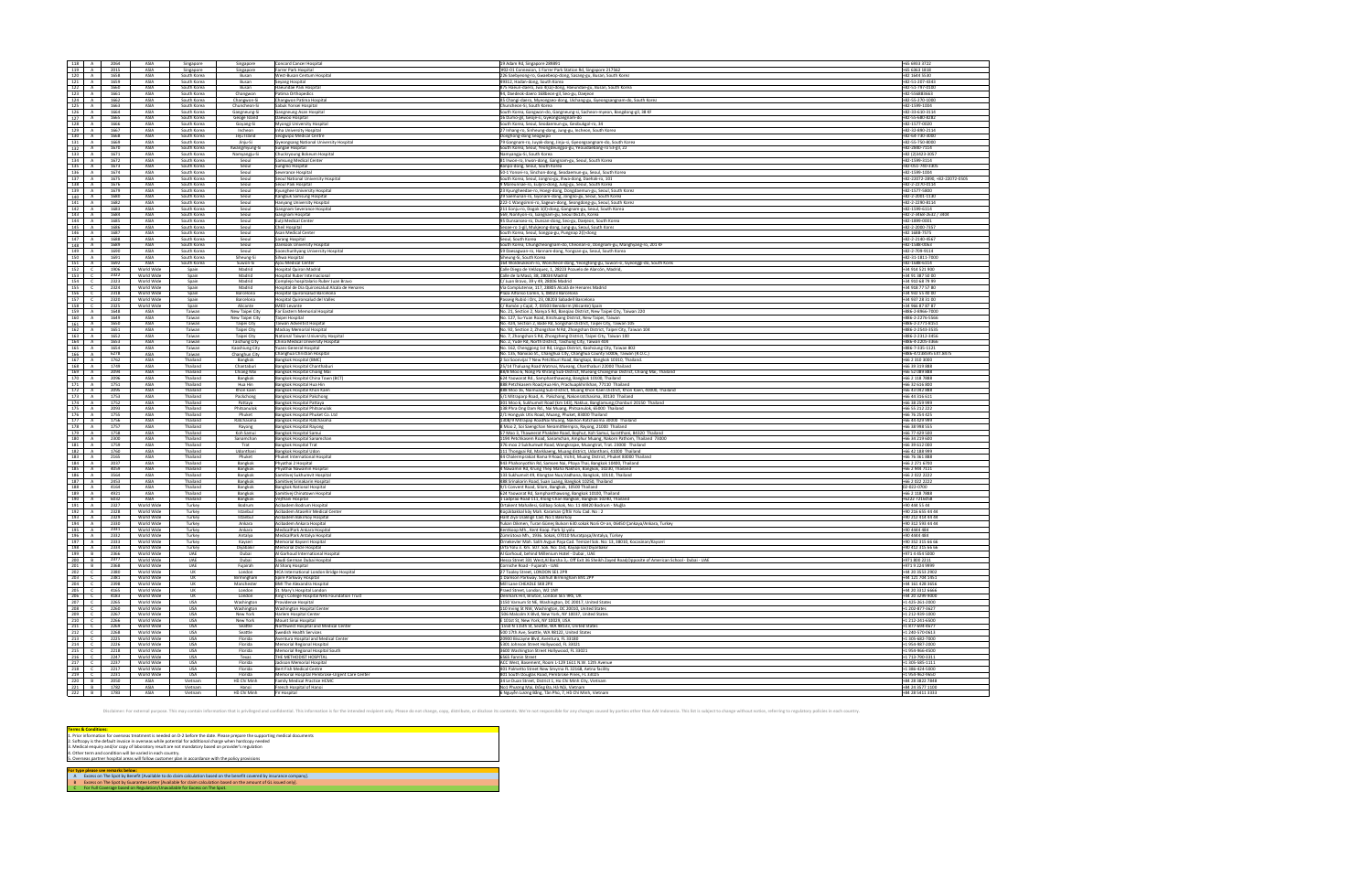| | | | | | | | | |
|---|---|---|---|---|---|---|---|---|
| 118 | A | 2064 | ASIA | Singapore | Singapore | Concord Cancer Hospital | 19 Adam Rd, Singapore 289891 | +65 6933 4722 |
| 119 | A | 2015 | ASIA | Singapore | Singapore | Come Park Hospital | 302-01 Connexion, 1 Farrer Park Station Rd, Singapore 217562 | +65 6363 1818 |
| 120 | A | 1658 | ASIA | South Korea | Busan | Inje University Busan Paik Hospital | 75 Bokji-ro, Busanjin-gu, Busan, South Korea | +82 51-890-6114 |
| 121 | A | 1659 | ASIA | South Korea | Busan | Goyang Hospital | 89912 Haeun-dong, South Korea | +82-51-337-8001 |
| 122 | A | 1660 | ASIA | South Korea | Busan | Haeundae Paik Hospital | 875 Haeun-daero, Haeundae-gu, Busan, South Korea | +82-51-797-0100 |
| 123 | A | 1661 | ASIA | South Korea | Changwon | Fatima Orthopedics | 94, Daebang-daero 168beon-gil, Seo-gu, Daejeon | +82-55-270-1000 |
| 124 | A | 1662 | ASIA | South Korea | Changwon-Si | Changwon Fatima Hospital | 45 Changi-daero, Myeongseo-dong, Uichang-gu, Gyeongsangnam-do, South Korea | +82-55-270-1000 |
| 125 | A | 1663 | ASIA | South Korea | Chuncheon-Si | Sakaki Yonsei Hospital | Chuncheon-Si, South Korea | +82-1599-1004 |
| 126 | A | 1664 | ASIA | South Korea | Gangneung-Si | Gangneung Asan Hospital | South Korea, Gangwon-do, Gangneung-si, Sacheon-myeon, Bangdong-gil, 38 KF | +82-33-610-3114 |
| 127 | A | 1665 | ASIA | South Korea | George Island | Daewoo Hospital | 16 Dumo-gil, Geoje-si, Gyeongsangnam-do | +82-55-680-8282 |
| 128 | A | 1666 | ASIA | South Korea | Goyang-Si | Myongji University Hospital | Hwajeong-dong, Deogyang-gu, Goyang-si, South Korea | +82-1577-0020 |
| 129 | A | 1667 | ASIA | South Korea | Incheon | Inha University Hospital | 27 Inhang-ro, Sinheung-dong, Jung-gu, Incheon, South Korea | +82-32-890-2114 |
| 130 | A | 1668 | ASIA | South Korea | Jeju Island | Jungang Medical Center | Jungang-ro, Jeju-si | +82-64-730-3000 |
| 131 | A | 1669 | ASIA | South Korea | Jinju-Si | Gyeongsang National University Hospital | 79 Gangnam-ro, Jinju-si, Gyeongsangnam-do, South Korea | +82-55-750-8000 |
| 132 | A | 1670 | ASIA | South Korea | Kwangmyung-Si | Sungae Hospital | South Korea, Gwangmyeong-si, South Korea | +82-2890-7114 |
| 133 | A | 1671 | ASIA | South Korea | Namyangju-Si | Chuckyoung Bidemin Hospital | Namyangju-si, South Korea | +82-(0)31-0-6057 |
| 134 | A | 1672 | ASIA | South Korea | Seoul | Samsung Medical Center | 81 Irwon-ro, Irwon-dong, Gangnam-gu, Seoul, South Korea | +82-1599-3114 |
| 135 | A | 1673 | ASIA | South Korea | Seoul | Eulji Hospital | Hagye-dong, Seoul, South Korea | +82-970-8000 |
| 136 | A | 1674 | ASIA | South Korea | Seoul | Severance Hospital | 50-1 Yonsei-ro, Sinchon-dong, Seodaemun-gu, Seoul, South Korea | +82-1599-1004 |
| 137 | A | 1675 | ASIA | South Korea | Seoul | Seoul National University Hospital | South Korea, Seoul, Jongno-gu, Ihwa-dong, Daehak-ro, 101 | +82-(0)72-2890, +82-(0)72-0505 |
| 138 | A | 1676 | ASIA | South Korea | Seoul | Seoul Paik Hospital | 9 Mareunnae-ro, Jeo-dong, Jung-gu, Seoul, South Korea | +82-2-2270-0114 |
| 139 | A | 1678 | ASIA | South Korea | Seoul | Kyunghee University Hospital | 23 Kyungheedae-ro, Hoegi-dong, Dongdaemun-gu, Seoul, South Korea | +82-1577-6800 |
| 140 | A | 1680 | ASIA | South Korea | Seoul | Kangbuk Samsung Hospital | 29 Saemunan-ro, Jongno-gu, Seoul, South Korea | +82-2-2001-2114 |
| 141 | A | 1682 | ASIA | South Korea | Seoul | Hanyang University Hospital | 222-1 Wangsimni-ro, Seongdong-gu, Seoul, South Korea | +82-2-2290-8114 |
| 142 | A | 1683 | ASIA | South Korea | Seoul | Gangnam Severance Hospital | 211 Eonju-ro, Dogok 1(il)-dong, Gangnam-gu, Seoul, South Korea | +82-1599-6114 |
| 143 | A | 1684 | ASIA | South Korea | Seoul | Gangnam Hospital | 990, Nonhyeon-ro, Gangnam-gu, Seoul 06135, Korea | +82-2-3460-2612 / 3494 |
| 144 | A | 1685 | ASIA | South Korea | Seoul | Eulji Medical Center | 95 Dunsanseo-ro, Dunsan-dong, Seo-gu, Daejeon, South Korea | +82-1899-0001 |
| 145 | A | 1686 | ASIA | South Korea | Seoul | Cheil Hospital | Seoae-ro 1-gil, Mukjeong-dong, Jung-gu, Seoul, South Korea | +82-2-2000-7157 |
| 146 | A | 1687 | ASIA | South Korea | Seoul | Asan Medical Center | South Korea, Seoul, Songpa-gu, Pungnap 2(i)-dong | +82-1688-7575 |
| 147 | A | 1688 | ASIA | South Korea | Seoul | Samsung Hospital | Seoul, South Korea | +82-2-2190-4567 |
| 148 | A | 1689 | ASIA | South Korea | Seoul | Chinsook University Hospital | South Korea, Chungcheongnam-do, Cheonan-si, Dongnam-gu, Manghyang-ro, 201 KF | +82-1588-0062 |
| 149 | A | 1690 | ASIA | South Korea | Seoul | Soonchunhyang University Hospital | 59 Daesagwan-ro, Hannam-dong, Yongsan-gu, Seoul, South Korea | +82-2-709-9114 |
| 150 | A | 1691 | ASIA | South Korea | Siheung-Si | Sihwa Hospital | Siheung-si, South Korea | +82-31-1811-7000 |
| 151 | A | 1692 | ASIA | South Korea | Suwon-Si | Ajou Medical Center | 164 Worldcup-ro, Woncheon-dong, Yeongtong-gu, Suwon-si, Gyeonggi-do, South Korea | +82-1688-6114 |
| 152 | C | 1906 | World Wide | Spain | Madrid | Hospital Quiron Madrid | Calle Diego de Velázquez, 1, 28223 Pozuelo de Alarcón, Madrid, | +34 902 151 016 |
| 153 | C | 2327 | World Wide | Spain | Madrid | Hospital Ruber Internacional | Calle de la Masó, 38, 28034 Madrid | +34 91 387 50 00 |
| 154 | C | 2323 | World Wide | Spain | Madrid | Complejo hospitalario Ruber Juan Bravo | C/ Juan Bravo, 39 y 49, 28006 Madrid | +34 902 68 79 99 |
| 155 | C | 2324 | World Wide | Spain | Madrid | Hospital de Día Quironsalud Alcalá de Henares | Vía Complutense, 117, 28805 Alcalá de Henares Madrid | +34 918 77 57 80 |
| 156 | C | 2318 | World Wide | Spain | Barcelona | Hospital Quironsalud Barcelona | Plaza Alfonso Comín, 5, 08023 Barcelona | +34 932 55 40 00 |
| 157 | C | 2320 | World Wide | Spain | Barcelona | Hospital Quironsalud del Vallès | Passeig Rubió i Ors, 23, 08203 Sabadell Barcelona | +34 937 28 31 00 |
| 158 | C | 2325 | World Wide | Spain | Alicante | IMED Levante | C/ Ramón y Cajal, 7, 03503 Benidorm (Alicante) Spain | +34 966 87 87 87 |
| 159 | A | 1648 | ASIA | Taiwan | New Taipei City | Far Eastern Memorial Hospital | No. 21, Section 2, Nanya S Rd, Banqiao District, New Taipei City, Taiwan 220 | +886-2-8966-7000 |
| 160 | A | 1649 | ASIA | Taiwan | New Taipei City | Taipei Hospital | No. 127, Su-Yuan Road, Xinzhuang District, New Taipei, Taiwan | +886-2-2276-5566 |
| 161 | A | 1650 | ASIA | Taiwan | Taipei City | Taiwan Adventist Hospital | No. 424, Section 2, Bade Rd, Songshan District, Taipei City, Taiwan 105 | +886-2-2771-8151 |
| 162 | A | 1651 | ASIA | Taiwan | Taipei City | Mackay Memorial Hospital | No. 92, Section 2, Zhongshan N Rd, Zhongshan District, Taipei City, Taiwan 104 | +886-2-2543-3535 |
| 163 | A | 1652 | ASIA | Taiwan | Taipei City | National Taiwan University Hospital | No. 7, Zhongshan S Rd, Zhongzheng District, Taipei City, Taiwan 100 | +886-2-2312-3456 |
| 164 | A | 1653 | ASIA | Taiwan | Taichung City | China Medical University Hospital | No. 2, Yude Rd, North District, Taichung City, Taiwan 404 | +886-4-2205-2121 |
| 165 | A | 1654 | ASIA | Taiwan | Kaohsiung City | Yuanli General Hospital | No. 162, Chenggong 1st Rd, Lingya District, Kaohsiung City, Taiwan 802 | +886-7-335-1121 |
| 166 | A | 1678 | ASIA | Taiwan | Changhua City | Changhua Christian Hospital | No. 135, Nanxiao St., Changhua City, Changhua County 50006, Taiwan (R.O.C.) | +886-4723800ext.8875 |
| 167 | A | 1762 | ASIA | Thailand | Bangkok | Bangkok Hospital (BMC) | 2 Soi Soonvijai 7 New Petchburi Road, Bangkapi, Bangkok 10310, Thailand | +66 2 310 3000 |
| 168 | A | 1748 | ASIA | Thailand | Chanthaburi | Bangkok Hospital Chanthaburi | 25/14 Thahaeng Road Watmai, Mueang, Chanthaburi 22000 Thailand | +66 39 319 888 |
| 169 | A | 2094 | ASIA | Thailand | Chiang Mai | Bangkok Hospital Chiang Mai | 88/8 Moo 6, Nong Pa Khrang Sub-District, Mueang Chiangmai District, Chiang Mai, Thailand | +66 52 089 888 |
| 170 | A | 2096 | ASIA | Thailand | Bangkok | Bangkok Hospital China Town (BCT) | 624 Yaowarat Rd., Samphanthawong, Bangkok 10100, Thailand | +66 2 118 7888 |
| 171 | A | 1751 | ASIA | Thailand | Hua Hin | Bangkok Hospital Hua Hin | 888 Petchkasem Road, Hua Hin, Prachuapkhirikhan, 77110. Thailand | +66 32 616 800 |
| 172 | A | 2095 | ASIA | Thailand | Khon Kaen | Bangkok Hospital Khon Kaen | 888 Moo 16, Nai Muang Sub-District, Muang Khon Kaen District, Khon Kaen, 40000, Thailand | +66 43 042 888 |
| 173 | A | 2093 | ASIA | Thailand | Paolchong | Bangkok Hospital Pakchong | 5/1 Mitraphap Road, A. Pakchong, Nakornratchasima, 30130. Thailand | +66 44 316 611 |
| 174 | A | 1752 | ASIA | Thailand | Pattaya | Bangkok Hospital Pattaya | 301 Moo 6, Sukhumvit Road Km 143, Naklua, Banglamung,Chonburi 20150, Thailand | +66 38 259 999 |
| 175 | A | 2092 | ASIA | Thailand | Phitsanulok | Bangkok Hospital Phitsanulok | 138 Phra Ong Dam Rd., Nai Muang, Phitsanulok, 65000. Thailand | +66 55 212 222 |
| 176 | A | 1755 | ASIA | Thailand | Phuket | Bangkok Hospital Phuket Co. Ltd | 2/1 Hongyok Utis Road, Muang, Phuket, 83000 Thailand | +66 76 254 425 |
| 177 | A | 1756 | ASIA | Thailand | Ratchasima | Bangkok Hospital Ratchasima | 1308/9 Mittraphap Road,Nai Muang, Nakhon Ratchasima 30000. Thailand | +66 44 429 999 |
| 178 | A | 1757 | ASIA | Thailand | Rayong | Bangkok Hospital Rayong | 8 Moo 2, Soi Saengchan Neramitbemripo, Rayong, 21000. Thailand | +66 38 988 555 |
| 179 | A | 1758 | ASIA | Thailand | Koh Samui | Bangkok Hospital Samui | 57 Moo 3, Thaweerat Phakdee Road, Bophut, Koh Samui, Suratthani, 84320. Thailand | +66 77 429 500 |
| 180 | A | 2300 | ASIA | Thailand | Sanamchan | Bangkok Hospital Sanamchan | 1194 Petchkasem Road, Sanamchan, Amphur Muang, Nakorn Pathom, Thailand 73000 | +66 34 219 600 |
| 181 | A | 1759 | ASIA | Thailand | Trat | Bangkok Hospital Trat | 376 moo 2 Sukhumvit Road, Wangkrajae, Muangtrat, Trat, 23000. Thailand | +66 39 612 000 |
| 182 | A | 1760 | ASIA | Thailand | Udonthani | Bangkok Hospital Udon | 111 Thongyai Rd, Markkaeng, Muang district, Udonthani, 41000. Thailand | +66 42 188 999 |
| 183 | A | 2165 | ASIA | Thailand | Phuket | Phuket International Hospital | 44 Chalermprakiat Rama 9 Road, Vichit, Muang District, Phuket 83000 Thailand | +66 76 361 888 |
| 184 | A | 2037 | ASIA | Thailand | Bangkok | Phyathai 2 Hospital | 943 Phahonyothin Rd, Samsen Nai, Phaya Thai, Bangkok 10400, Thailand | +66 2 271 6750 |
| 185 | A | 4019 | ASIA | Thailand | Bangkok | Phyathai Nawamin Hospital | 9 Nawamin Rd, Khlong Kum, Bueng Kum, Bangkok, 10240, Thailand | +66 2 944 7111 |
| 186 | A | 3564 | ASIA | Thailand | Bangkok | Samitivej Sukhumvit Hospital | 133 Sukhumvit 49, Klongtan Nua,Vadhana, Bangkok, 10110. Thailand | +66 2 022 2222 |
| 187 | A | 2353 | ASIA | Thailand | Bangkok | Samitivej Srinakarin Hospital | 488 Srinakarin Road, Suan Luang, Bangkok 10250, Thailand | +66 2 022 2222 |
| 188 | A | 4164 | ASIA | Thailand | Bangkok | Bangkok National Hospital | 471 Convent Road, Silom, Bangkok, 10500 Thailand | 02-022-0700 |
| 189 | A | 4921 | ASIA | Thailand | Bangkok | Samitivej Chinatown Hospital | 624 Yaowarat Rd, Samphanthawong, Bangkok 10100, Thailand | +66 2 118 7888 |
| 190 | A | 4168 | ASIA | Thailand | Bangkok | Vejthani Hospital | 1 Ladprao Road 111, Klong-Chan, Bangkapi, Bangkok 10240, Thailand | +66 2 7340000 |
| 191 | A | 2327 | World Wide | Turkey | Bodrum | Acibadem Bodrum Hospital | Ortakent Mahallesi, Gölbaşı Sokak, No: 13 48420 Bodrum - Muğla | +90 444 55 44 |
| 192 | A | 2328 | World Wide | Turkey | Istanbul | Acibadem Atasehir Medical Center | Küçükbakkalköy Mah. Kocasinan Çiftlik Yolu Cad. No : 2 | +90 216 655 44 44 |
| 193 | A | 2329 | World Wide | Turkey | Istanbul | Acibadem Bakirkoy Hospital | Halit Ziya Usakligil Cad. No:1 Bakirkoy | +90 212 414 44 44 |
| 194 | A | 2330 | World Wide | Turkey | Ankara | Acibadem Ankara Hospital | Kızılırmak Mahallesi, 1443. Cadde No:2 Kızılırmak, 06510 Çankaya/Ankara, Turkey | +90 312 595 44 44 |
| 195 | A | 2331 | World Wide | Turkey | Ankara | MedicalPark Ankara Hospital | Kentkoop Mh., Kent Konp. Park Içi yolu | +90 4444 484 |
| 196 | A | 2332 | World Wide | Turkey | Antalya | MedicalPark Antalya Hospital | Zümrütova Mh., 2366. Sokak, 07050 Muratpaşa/Antalya, Turkey | +90 4444 484 |
| 197 | A | 2333 | World Wide | Turkey | Kayseri | Memorial Kayseri Hospital | Örnekevler Mah. Sahil Aygun Fişeği Cad. Temizel Sok. No: 13, 38010, Kocasinan/Kayseri | +90 352 315 66 66 |
| 198 | A | 2335 | World Wide | Turkey | Diyabakir | Memorial Dicle Hospital | 375 Sokak 2. Nolu Sok. No: 1/3, Kayapınar/Diyarbakır | +90 412 315 66 66 |
| 199 | B | 2366 | World Wide | UAE | Dubai | Al Garhoud International Hospital | Al Garhoud, behind Millennium Hotel - Dubai - UAE | +971 4 454 5000 |
| 200 | A | 2377 | World Wide | UAE | Dubai | Saudi German Dubai Hospital | Hessa Street 331 West,Al Barsha 3, Off Exit 36 Sheikh Zayed Road,Opposite of American School - Dubai - UAE | +971 800 2211 |
| 201 | B | 2368 | World Wide | UAE | Fujairah | Al Sharq Hospital | Corniche Road - Fujairah - UAE | +971 9 224 9999 |
| 202 | C | 2382 | World Wide | UK | London | HCA International London Bridge Hospital | 27 Tooley Street, LONDON SE1 2PR | +44 20 3553 2902 |
| 203 | C | 2401 | World Wide | UK | Birmingham | Spire Parkway Hospital | 1 Damson Parkway, Solihull Birmingham B91 2PP | +44 121 704 5413 |
| 204 | C | 2398 | World Wide | UK | Manchester | BMI The Alexandra Hospital | Mill Lane CHEADLE SK8 2PX | +44 161 428 3656 |
| 205 | C | 4165 | World Wide | UK | London | St. Mary's Hospital London | Praed Street, London, W2 1NY | +44 20 3312 6666 |
| 206 | C | 4165 | World Wide | UK | London | King's College Hospital NHS Foundation Trust | Denmark Hill, Brixton, London SE5 9RS, UK | +44 20 3299 9000 |
| 207 | C | 2263 | World Wide | USA | Washington | Providence Hospital | 1150 Varnum St NE, Washington, DC 20017, United States | +1 925-361-2000 |
| 208 | C | 2260 | World Wide | USA | Washington | Washington Hospital Center | 110 Irving St NW, Washington, DC 20010, United States | +1 202-877-7627 |
| 209 | C | 2267 | World Wide | USA | New York | Harlem Hospital Center | 506 Malcolm X Blvd, New York, NY 10037, United States | +1 212-939-1000 |
| 210 | C | 2264 | World Wide | USA | New York | Mount Sinai Hospital | E 101st St, New York, NY 10029, USA | +1 212-241-6500 |
| 211 | C | 2263 | World Wide | USA | Seattle | Northwest Hospital and Medical Center | 1550 N 115th St, Seattle, WA 98133, United States | +1 877-694-4677 |
| 212 | C | 2268 | World Wide | USA | Seattle | Swedish Health Services | 500 17th Ave, Seattle, WA 98122, United States | +1 240-570-0613 |
| 213 | C | 2225 | World Wide | USA | Florida | Aventura Hospital and Medical Center | 20900 Biscayne Blvd, Aventura, FL 33180 | +1 305-682-7000 |
| 214 | C | 2226 | World Wide | USA | Florida | Memorial Regional Hospital | 3501 Johnson Street Hollywood, FL 33021 | +1 954-987-2000 |
| 215 | C | 2228 | World Wide | USA | Florida | Memorial Regional Hospital South | 3600 Washington Street Hollywood, FL 33021 | +1 954-966-4500 |
| 216 | C | 2247 | World Wide | USA | Texas | THE METHODIST HOSPITAL | 6565 Fannin Street | +1 713-790-3311 |
| 217 | C | 2230 | World Wide | USA | Florida | Jackson Memorial Hospital | ACC West, Basement, Room L-129 1611 N.W. 12th Avenue | +1 305-585-1111 |
| 218 | C | 2217 | World Wide | USA | Florida | Bert Fish Medical Centre | 401 Palmetto Street New Smyrna FL 32168, Aetna facility | +1 386-424-5000 |
| 219 | C | 2231 | World Wide | USA | Florida | Memorial Hospital Pembroke Urgent Care Center | 601 South Douglas Road, Pembroke Pines, FL 33025 | +1 954-962-9650 |
| 220 | B | 2050 | ASIA | Vietnam | HS Chi Minh | Family Medical Practice HCMC | Diamond Plaza, 34 Le Duan St, District 1, Ho Chi Minh City, Vietnam | +84 28 3822 7848 |
| 221 | A | 1760 | ASIA | Vietnam | Hanoi | French Hospital of Hanoi | No1 Phuong Mai, Đống Đa, Hà Nội, Vietnam | +84 24 3577 1100 |
| 222 | B | 1788 | ASIA | Vietnam | HS Chi Minh | FV Hospital | 6 Nguyễn Lương Bằng, Tân Phú, 7, Hồ Chí Minh, Vietnam | +84 28 5411 3333 |

Disclaimer: For external purpose. This may contain information that is privileged and confidential. This information is for the intended recipient only. Please do not change, copy, distribute or disclose its contents. We're not responsible for any changes caused by parties other than AIA Indonesia. This list is subject to change without notice, referring to regulatory policies in each country.

**Terms & Conditions:**

1. Prior information for overseas treatment is needed on D-2 before the date. Please prepare the supporting medical documents
2. Softcopy is the default invoice is overseas while potential for additional charge when hardcopy needed
3. Medical enquiry and/or copy of laboratory result are not mandatory based on provider's regulation
4. Other term and condition will be varied in each country.
5. Overseas partner hospital areas will follow customer plan in accordance with the policy provisions

**For type please see remarks below :**

- A Excess On The Spot by Benefit (Available to do claim calculation based on the benefit covered by insurance company)
- B Excess On The Spot by Guarantee Letter (Available for claim calculation based on the amount of GL issued only).
- C For Full Coverage based on Regulation/Unavailable for Excess On The Spot.